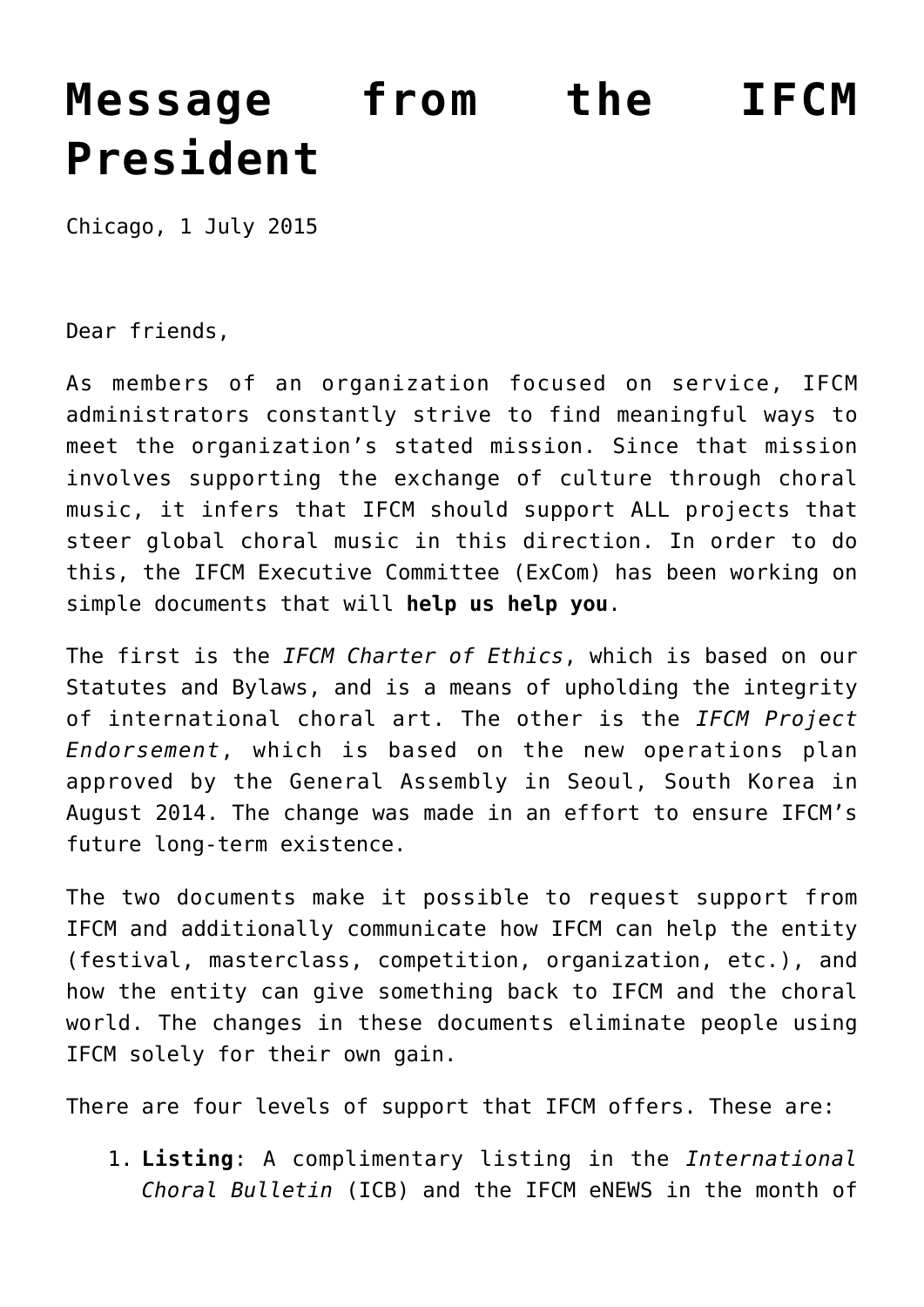# Message from the IFCM President

Chicago, 1 July 2015

Dear friends,

As members of an organization focused on service, IFCM administrators constantly strive to find meaningful ways to meet the organization's stated mission. Since that mission involves supporting the exchange of culture through choral music, it infers that IFCM should support ALL projects that steer global choral music in this direction. In order to do this, the IFCM Executive Committee (ExCom) has been working on simple documents that will **help us help you**.

The first is the *IFCM Charter of Ethics*, which is based on our Statutes and Bylaws, and is a means of upholding the integrity of international choral art. The other is the *IFCM Project Endorsement*, which is based on the new operations plan approved by the General Assembly in Seoul, South Korea in August 2014. The change was made in an effort to ensure IFCM's future long-term existence.

The two documents make it possible to request support from IFCM and additionally communicate how IFCM can help the entity (festival, masterclass, competition, organization, etc.), and how the entity can give something back to IFCM and the choral world. The changes in these documents eliminate people using IFCM solely for their own gain.

There are four levels of support that IFCM offers. These are:

1. **Listing**: A complimentary listing in the *International Choral Bulletin* (ICB) and the IFCM eNEWS in the month of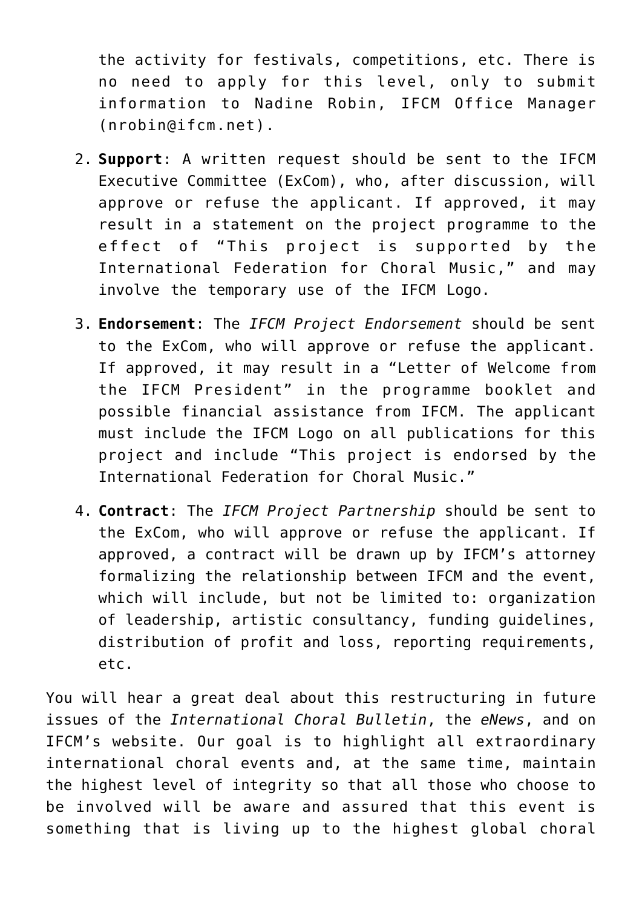the activity for festivals, competitions, etc. There is no need to apply for this level, only to submit information to Nadine Robin, IFCM Office Manager (nrobin@ifcm.net).

2. **Support**: A written request should be sent to the IFCM Executive Committee (ExCom), who, after discussion, will approve or refuse the applicant. If approved, it may result in a statement on the project programme to the effect of "This project is supported by the International Federation for Choral Music," and may involve the temporary use of the IFCM Logo.
3. **Endorsement**: The *IFCM Project Endorsement* should be sent to the ExCom, who will approve or refuse the applicant. If approved, it may result in a "Letter of Welcome from the IFCM President" in the programme booklet and possible financial assistance from IFCM. The applicant must include the IFCM Logo on all publications for this project and include "This project is endorsed by the International Federation for Choral Music."
4. **Contract**: The *IFCM Project Partnership* should be sent to the ExCom, who will approve or refuse the applicant. If approved, a contract will be drawn up by IFCM's attorney formalizing the relationship between IFCM and the event, which will include, but not be limited to: organization of leadership, artistic consultancy, funding guidelines, distribution of profit and loss, reporting requirements, etc.

You will hear a great deal about this restructuring in future issues of the *International Choral Bulletin*, the *eNews*, and on IFCM's website. Our goal is to highlight all extraordinary international choral events and, at the same time, maintain the highest level of integrity so that all those who choose to be involved will be aware and assured that this event is something that is living up to the highest global choral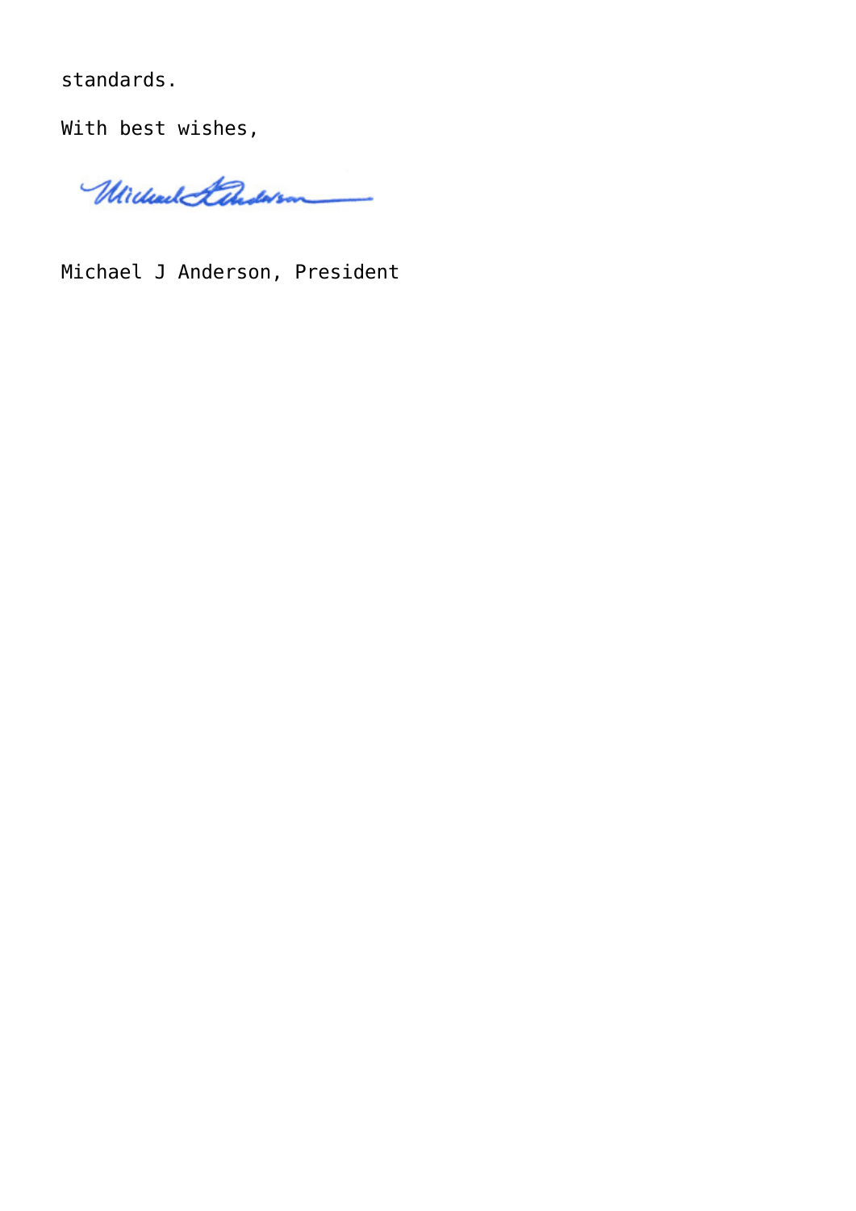standards.

With best wishes,

Michael J Anderson, President